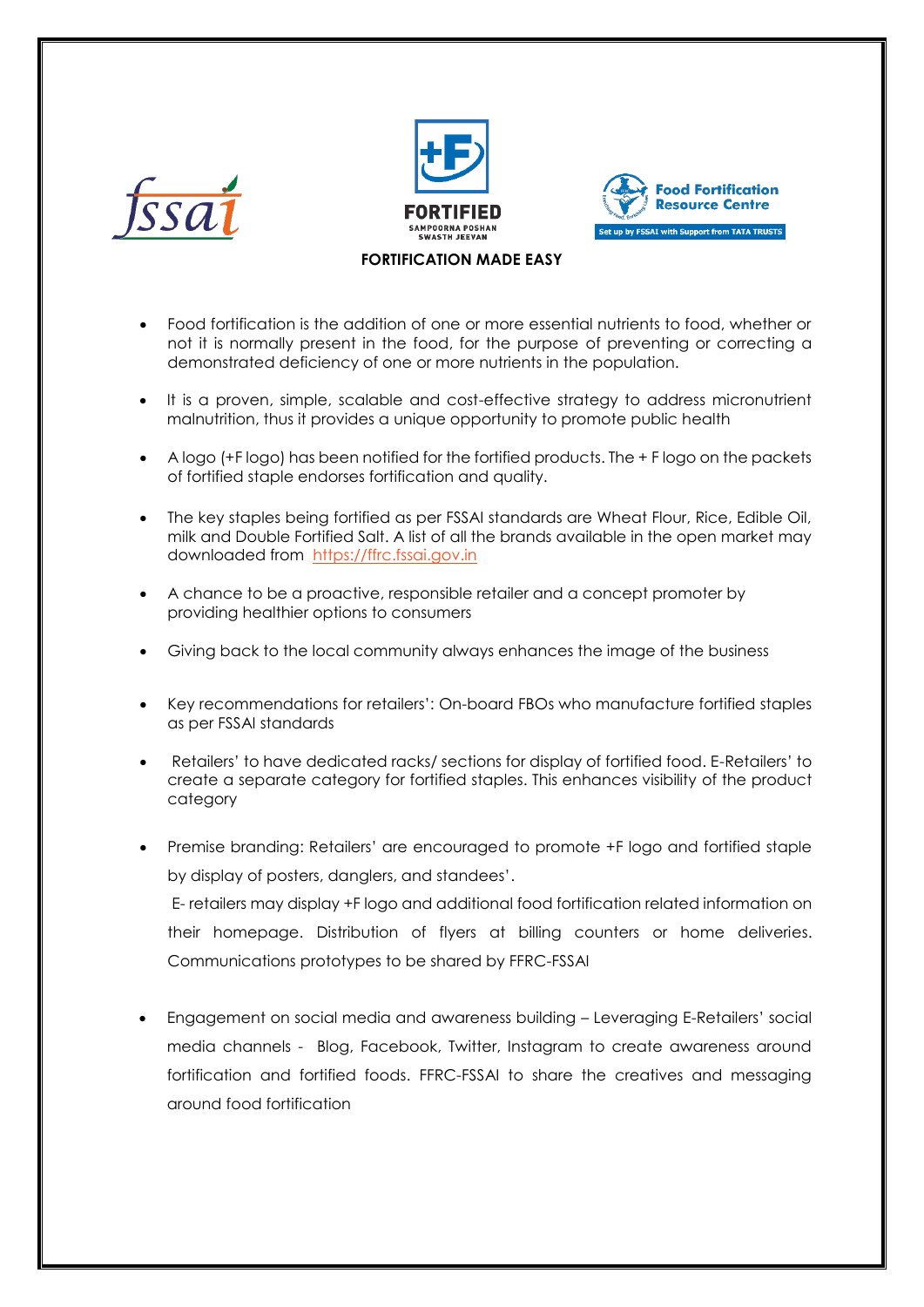# FORTIFICATION MADE EASY

- Food fortification is the addition of one or more essential nutrients to food, whether or not it is normally present in the food, for the purpose of preventing or correcting a demonstrated deficiency of one or more nutrients in the population.
- It is a proven, simple, scalable and cost-effective strategy to address micronutrient malnutrition, thus it provides a unique opportunity to promote public health
- A logo (+F logo) has been notified for the fortified products. The + F logo on the packets of fortified staple endorses fortification and quality.
- The key staples being fortified as per FSSAI standards are Wheat Flour, Rice, Edible Oil, milk and Double Fortified Salt. A list of all the brands available in the open market may downloaded from https://ffrc.fssai.gov.in
- A chance to be a proactive, responsible retailer and a concept promoter by providing healthier options to consumers
- Giving back to the local community always enhances the image of the business
- Key recommendations for retailers': On-board FBOs who manufacture fortified staples as per FSSAI standards
- Retailers' to have dedicated racks/ sections for display of fortified food. E-Retailers' to create a separate category for fortified staples. This enhances visibility of the product category
- Premise branding: Retailers' are encouraged to promote +F logo and fortified staple by display of posters, danglers, and standees'.

  E- retailers may display +F logo and additional food fortification related information on their homepage. Distribution of flyers at billing counters or home deliveries. Communications prototypes to be shared by FFRC-FSSAI
- Engagement on social media and awareness building – Leveraging E-Retailers' social media channels - Blog, Facebook, Twitter, Instagram to create awareness around fortification and fortified foods. FFRC-FSSAI to share the creatives and messaging around food fortification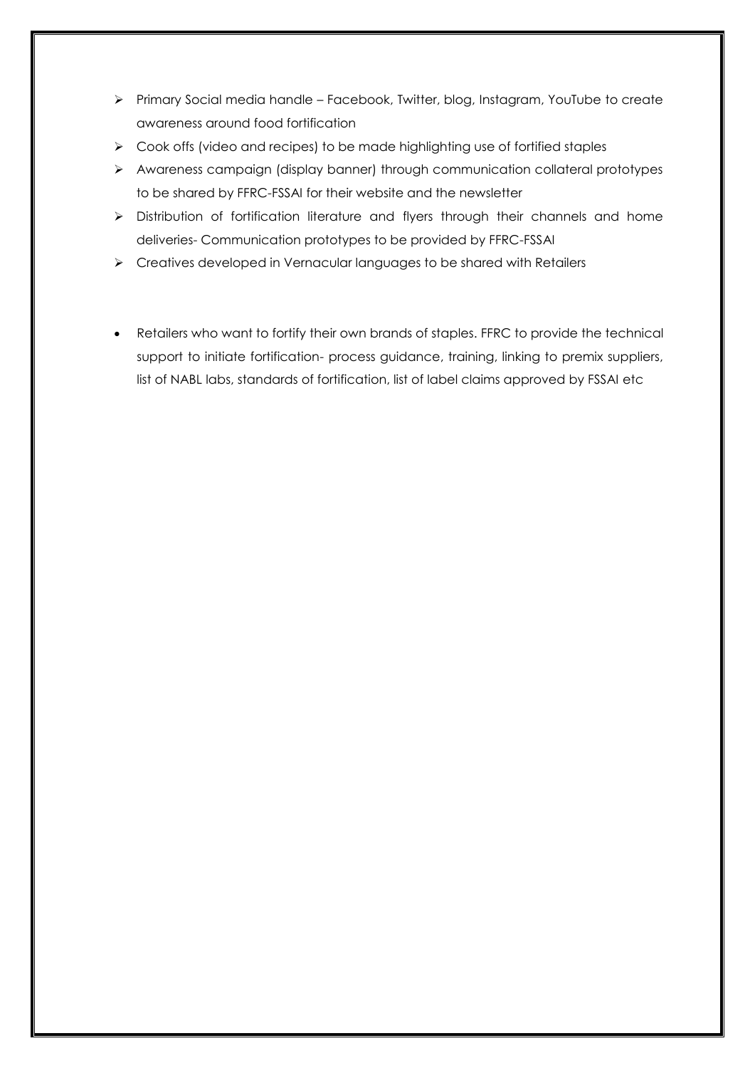- Primary Social media handle – Facebook, Twitter, blog, Instagram, YouTube to create awareness around food fortification
- Cook offs (video and recipes) to be made highlighting use of fortified staples
- Awareness campaign (display banner) through communication collateral prototypes to be shared by FFRC-FSSAI for their website and the newsletter
- Distribution of fortification literature and flyers through their channels and home deliveries- Communication prototypes to be provided by FFRC-FSSAI
- Creatives developed in Vernacular languages to be shared with Retailers

- Retailers who want to fortify their own brands of staples. FFRC to provide the technical support to initiate fortification- process guidance, training, linking to premix suppliers, list of NABL labs, standards of fortification, list of label claims approved by FSSAI etc